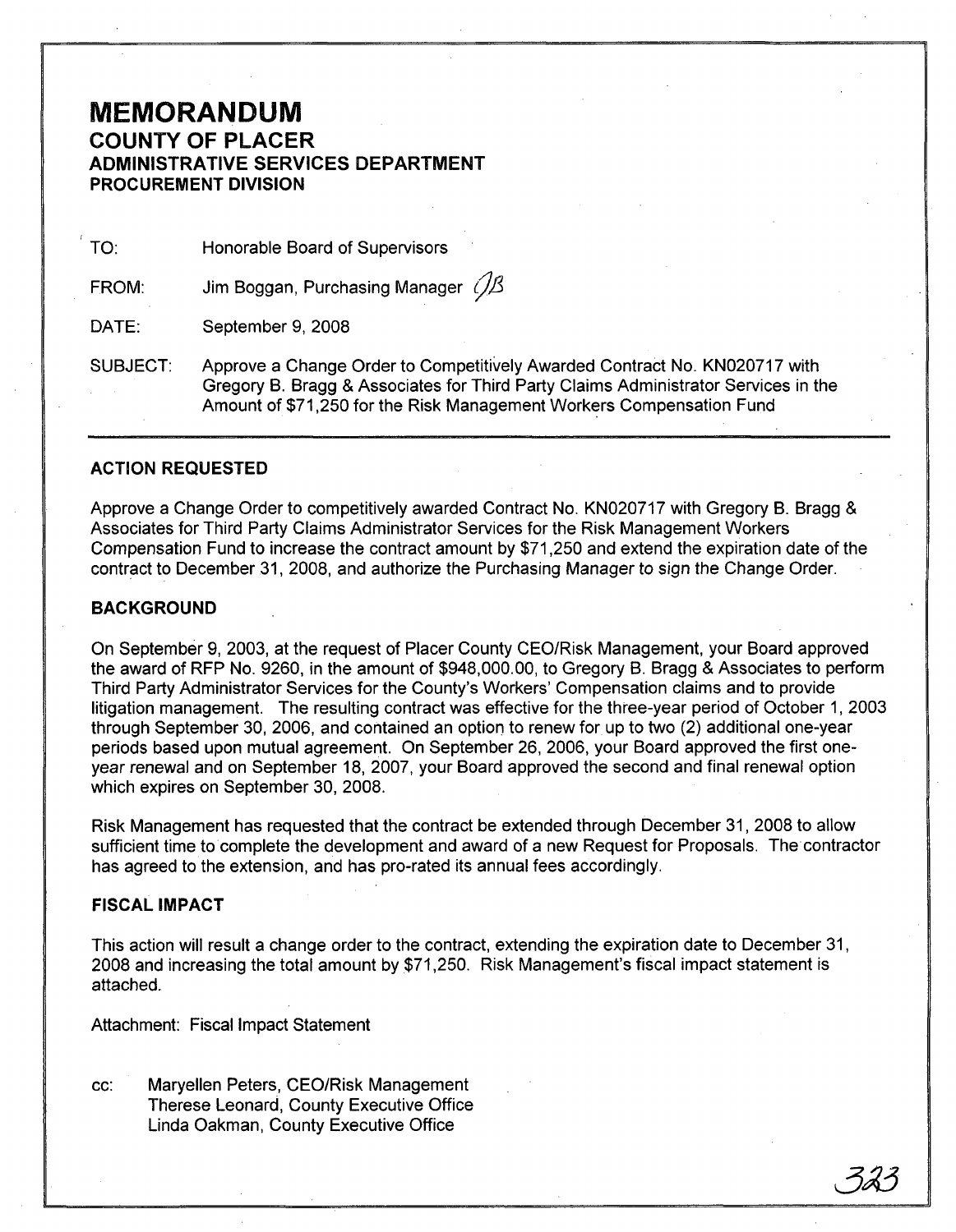# MEMORANDUM

## COUNTY OF PLACER

### ADMINISTRATIVE SERVICES DEPARTMENT

### PROCUREMENT DIVISION

TO: Honorable Board of Supervisors

FROM: Jim Boggan, Purchasing Manager JB

DATE: September 9, 2008

SUBJECT: Approve a Change Order to Competitively Awarded Contract No. KN020717 with Gregory B. Bragg & Associates for Third Party Claims Administrator Services in the Amount of $71,250 for the Risk Management Workers Compensation Fund

---

**ACTION REQUESTED**

Approve a Change Order to competitively awarded Contract No. KN020717 with Gregory B. Bragg & Associates for Third Party Claims Administrator Services for the Risk Management Workers Compensation Fund to increase the contract amount by $71,250 and extend the expiration date of the contract to December 31, 2008, and authorize the Purchasing Manager to sign the Change Order.

**BACKGROUND**

On September 9, 2003, at the request of Placer County CEO/Risk Management, your Board approved the award of RFP No. 9260, in the amount of $948,000.00, to Gregory B. Bragg & Associates to perform Third Party Administrator Services for the County's Workers' Compensation claims and to provide litigation management. The resulting contract was effective for the three-year period of October 1, 2003 through September 30, 2006, and contained an option to renew for up to two (2) additional one-year periods based upon mutual agreement. On September 26, 2006, your Board approved the first one-year renewal and on September 18, 2007, your Board approved the second and final renewal option which expires on September 30, 2008.

Risk Management has requested that the contract be extended through December 31, 2008 to allow sufficient time to complete the development and award of a new Request for Proposals. The contractor has agreed to the extension, and has pro-rated its annual fees accordingly.

**FISCAL IMPACT**

This action will result a change order to the contract, extending the expiration date to December 31, 2008 and increasing the total amount by $71,250. Risk Management's fiscal impact statement is attached.

Attachment: Fiscal Impact Statement

cc: Maryellen Peters, CEO/Risk Management
Therese Leonard, County Executive Office
Linda Oakman, County Executive Office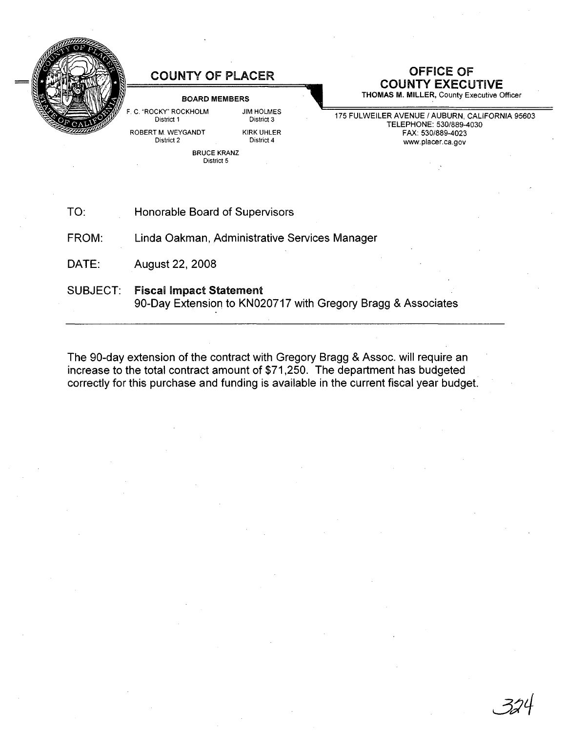## COUNTY OF PLACER

**BOARD MEMBERS**

F. C. "ROCKY" ROCKHOLM
District 1

ROBERT M. WEYGANDT
District 2

JIM HOLMES
District 3

KIRK UHLER
District 4

BRUCE KRANZ
District 5

## OFFICE OF COUNTY EXECUTIVE

**THOMAS M. MILLER**, County Executive Officer

175 FULWEILER AVENUE / AUBURN, CALIFORNIA 95603
TELEPHONE: 530/889-4030
FAX: 530/889-4023
www.placer.ca.gov

TO: Honorable Board of Supervisors

FROM: Linda Oakman, Administrative Services Manager

DATE: August 22, 2008

SUBJECT: **Fiscal Impact Statement**
90-Day Extension to KN020717 with Gregory Bragg & Associates

---

The 90-day extension of the contract with Gregory Bragg & Assoc. will require an increase to the total contract amount of $71,250. The department has budgeted correctly for this purchase and funding is available in the current fiscal year budget.